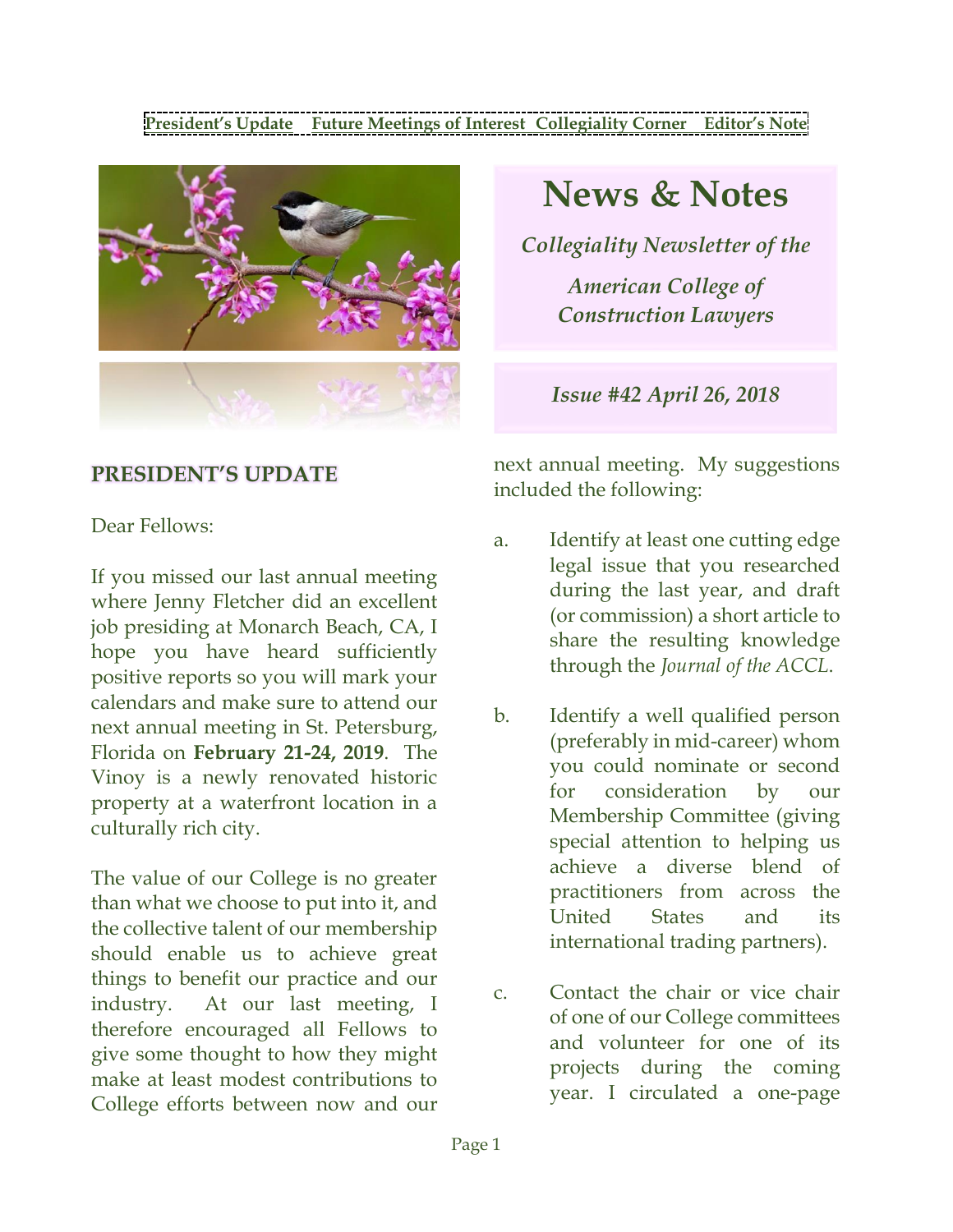President's Update Future Meetings of Interest Collegiality Corner Editor's Note

# News & Notes

*Collegiality Newsletter of the American College of Construction Lawyers*

*Issue #42 April 26, 2018*

## PRESIDENT'S UPDATE

Dear Fellows:

If you missed our last annual meeting where Jenny Fletcher did an excellent job presiding at Monarch Beach, CA, I hope you have heard sufficiently positive reports so you will mark your calendars and make sure to attend our next annual meeting in St. Petersburg, Florida on **February 21-24, 2019**. The Vinoy is a newly renovated historic property at a waterfront location in a culturally rich city.

The value of our College is no greater than what we choose to put into it, and the collective talent of our membership should enable us to achieve great things to benefit our practice and our industry. At our last meeting, I therefore encouraged all Fellows to give some thought to how they might make at least modest contributions to College efforts between now and our next annual meeting. My suggestions included the following:

a. Identify at least one cutting edge legal issue that you researched during the last year, and draft (or commission) a short article to share the resulting knowledge through the *Journal of the ACCL*.

b. Identify a well qualified person (preferably in mid-career) whom you could nominate or second for consideration by our Membership Committee (giving special attention to helping us achieve a diverse blend of practitioners from across the United States and its international trading partners).

c. Contact the chair or vice chair of one of our College committees and volunteer for one of its projects during the coming year. I circulated a one-page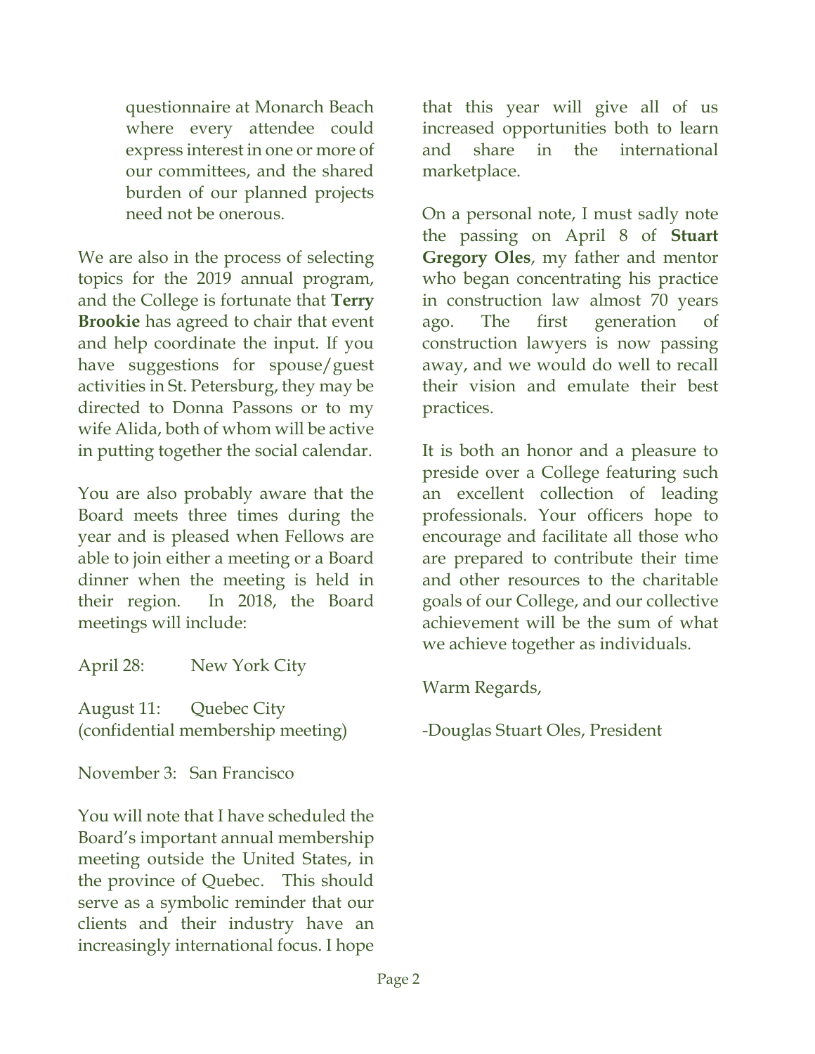questionnaire at Monarch Beach where every attendee could express interest in one or more of our committees, and the shared burden of our planned projects need not be onerous.

We are also in the process of selecting topics for the 2019 annual program, and the College is fortunate that **Terry Brookie** has agreed to chair that event and help coordinate the input. If you have suggestions for spouse/guest activities in St. Petersburg, they may be directed to Donna Passons or to my wife Alida, both of whom will be active in putting together the social calendar.

You are also probably aware that the Board meets three times during the year and is pleased when Fellows are able to join either a meeting or a Board dinner when the meeting is held in their region. In 2018, the Board meetings will include:

April 28: New York City

August 11: Quebec City
(confidential membership meeting)

November 3: San Francisco

You will note that I have scheduled the Board's important annual membership meeting outside the United States, in the province of Quebec. This should serve as a symbolic reminder that our clients and their industry have an increasingly international focus. I hope that this year will give all of us increased opportunities both to learn and share in the international marketplace.

On a personal note, I must sadly note the passing on April 8 of **Stuart Gregory Oles**, my father and mentor who began concentrating his practice in construction law almost 70 years ago. The first generation of construction lawyers is now passing away, and we would do well to recall their vision and emulate their best practices.

It is both an honor and a pleasure to preside over a College featuring such an excellent collection of leading professionals. Your officers hope to encourage and facilitate all those who are prepared to contribute their time and other resources to the charitable goals of our College, and our collective achievement will be the sum of what we achieve together as individuals.

Warm Regards,

-Douglas Stuart Oles, President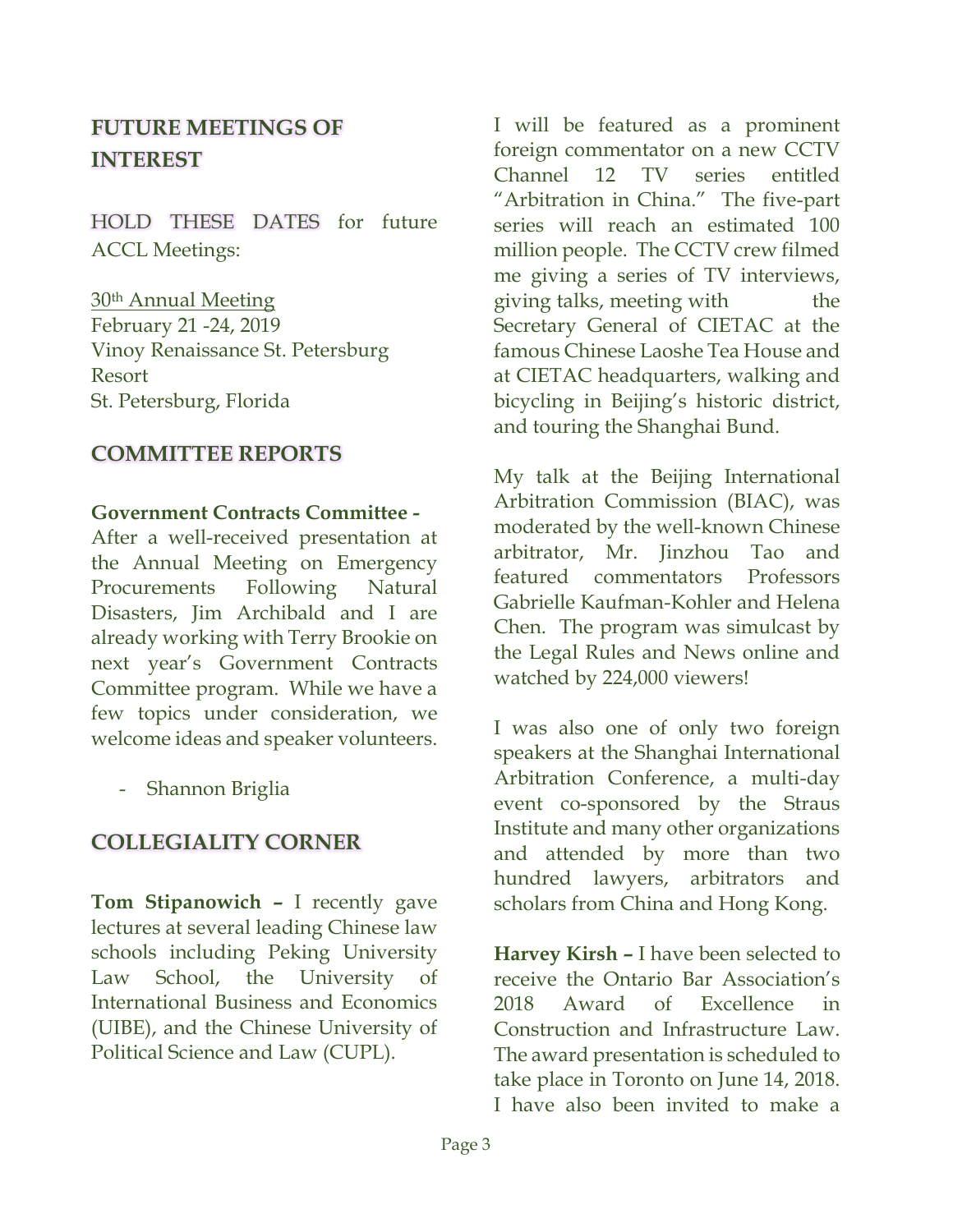## FUTURE MEETINGS OF INTEREST

HOLD THESE DATES for future ACCL Meetings:

30th Annual Meeting
February 21 -24, 2019
Vinoy Renaissance St. Petersburg Resort
St. Petersburg, Florida

## COMMITTEE REPORTS

**Government Contracts Committee -** After a well-received presentation at the Annual Meeting on Emergency Procurements Following Natural Disasters, Jim Archibald and I are already working with Terry Brookie on next year's Government Contracts Committee program. While we have a few topics under consideration, we welcome ideas and speaker volunteers.

- Shannon Briglia

## COLLEGIALITY CORNER

**Tom Stipanowich –** I recently gave lectures at several leading Chinese law schools including Peking University Law School, the University of International Business and Economics (UIBE), and the Chinese University of Political Science and Law (CUPL).

I will be featured as a prominent foreign commentator on a new CCTV Channel 12 TV series entitled "Arbitration in China." The five-part series will reach an estimated 100 million people. The CCTV crew filmed me giving a series of TV interviews, giving talks, meeting with the Secretary General of CIETAC at the famous Chinese Laoshe Tea House and at CIETAC headquarters, walking and bicycling in Beijing's historic district, and touring the Shanghai Bund.

My talk at the Beijing International Arbitration Commission (BIAC), was moderated by the well-known Chinese arbitrator, Mr. Jinzhou Tao and featured commentators Professors Gabrielle Kaufman-Kohler and Helena Chen. The program was simulcast by the Legal Rules and News online and watched by 224,000 viewers!

I was also one of only two foreign speakers at the Shanghai International Arbitration Conference, a multi-day event co-sponsored by the Straus Institute and many other organizations and attended by more than two hundred lawyers, arbitrators and scholars from China and Hong Kong.

**Harvey Kirsh –** I have been selected to receive the Ontario Bar Association's 2018 Award of Excellence in Construction and Infrastructure Law. The award presentation is scheduled to take place in Toronto on June 14, 2018. I have also been invited to make a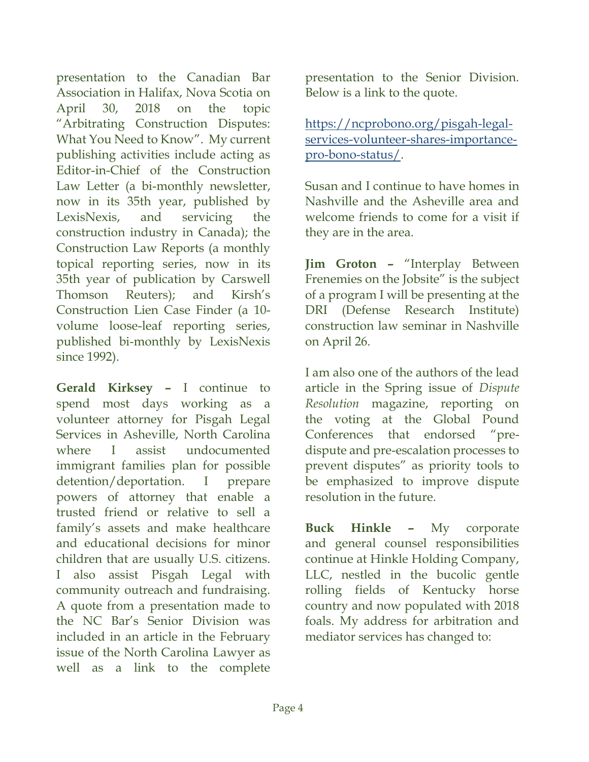presentation to the Canadian Bar Association in Halifax, Nova Scotia on April 30, 2018 on the topic "Arbitrating Construction Disputes: What You Need to Know". My current publishing activities include acting as Editor-in-Chief of the Construction Law Letter (a bi-monthly newsletter, now in its 35th year, published by LexisNexis, and servicing the construction industry in Canada); the Construction Law Reports (a monthly topical reporting series, now in its 35th year of publication by Carswell Thomson Reuters); and Kirsh's Construction Lien Case Finder (a 10-volume loose-leaf reporting series, published bi-monthly by LexisNexis since 1992).

**Gerald Kirksey –** I continue to spend most days working as a volunteer attorney for Pisgah Legal Services in Asheville, North Carolina where I assist undocumented immigrant families plan for possible detention/deportation. I prepare powers of attorney that enable a trusted friend or relative to sell a family's assets and make healthcare and educational decisions for minor children that are usually U.S. citizens. I also assist Pisgah Legal with community outreach and fundraising. A quote from a presentation made to the NC Bar's Senior Division was included in an article in the February issue of the North Carolina Lawyer as well as a link to the complete presentation to the Senior Division. Below is a link to the quote.

https://ncprobono.org/pisgah-legal-services-volunteer-shares-importance-pro-bono-status/.

Susan and I continue to have homes in Nashville and the Asheville area and welcome friends to come for a visit if they are in the area.

**Jim Groton –** "Interplay Between Frenemies on the Jobsite" is the subject of a program I will be presenting at the DRI (Defense Research Institute) construction law seminar in Nashville on April 26.

I am also one of the authors of the lead article in the Spring issue of *Dispute Resolution* magazine, reporting on the voting at the Global Pound Conferences that endorsed "pre-dispute and pre-escalation processes to prevent disputes" as priority tools to be emphasized to improve dispute resolution in the future.

**Buck Hinkle –** My corporate and general counsel responsibilities continue at Hinkle Holding Company, LLC, nestled in the bucolic gentle rolling fields of Kentucky horse country and now populated with 2018 foals. My address for arbitration and mediator services has changed to: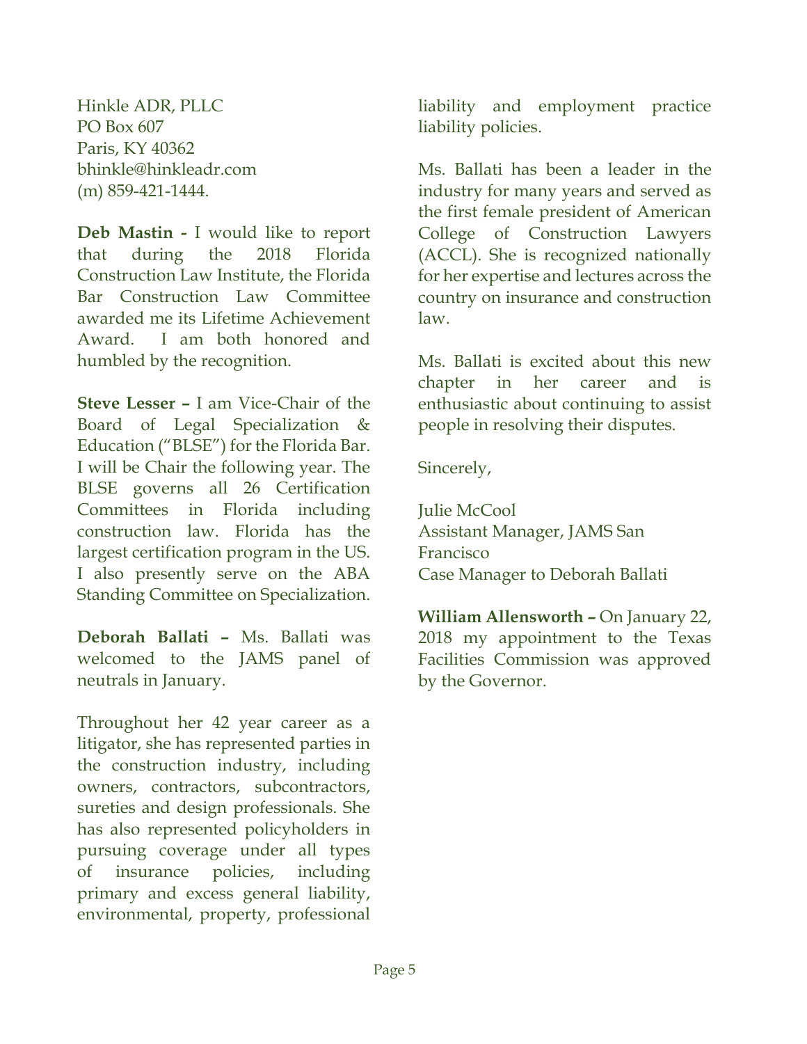Hinkle ADR, PLLC
PO Box 607
Paris, KY 40362
bhinkle@hinkleadr.com
(m) 859-421-1444.

**Deb Mastin -** I would like to report that during the 2018 Florida Construction Law Institute, the Florida Bar Construction Law Committee awarded me its Lifetime Achievement Award. I am both honored and humbled by the recognition.

**Steve Lesser –** I am Vice-Chair of the Board of Legal Specialization & Education ("BLSE") for the Florida Bar. I will be Chair the following year. The BLSE governs all 26 Certification Committees in Florida including construction law. Florida has the largest certification program in the US. I also presently serve on the ABA Standing Committee on Specialization.

**Deborah Ballati –** Ms. Ballati was welcomed to the JAMS panel of neutrals in January.

Throughout her 42 year career as a litigator, she has represented parties in the construction industry, including owners, contractors, subcontractors, sureties and design professionals. She has also represented policyholders in pursuing coverage under all types of insurance policies, including primary and excess general liability, environmental, property, professional liability and employment practice liability policies.

Ms. Ballati has been a leader in the industry for many years and served as the first female president of American College of Construction Lawyers (ACCL). She is recognized nationally for her expertise and lectures across the country on insurance and construction law.

Ms. Ballati is excited about this new chapter in her career and is enthusiastic about continuing to assist people in resolving their disputes.

Sincerely,

Julie McCool
Assistant Manager, JAMS San Francisco
Case Manager to Deborah Ballati

**William Allensworth –** On January 22, 2018 my appointment to the Texas Facilities Commission was approved by the Governor.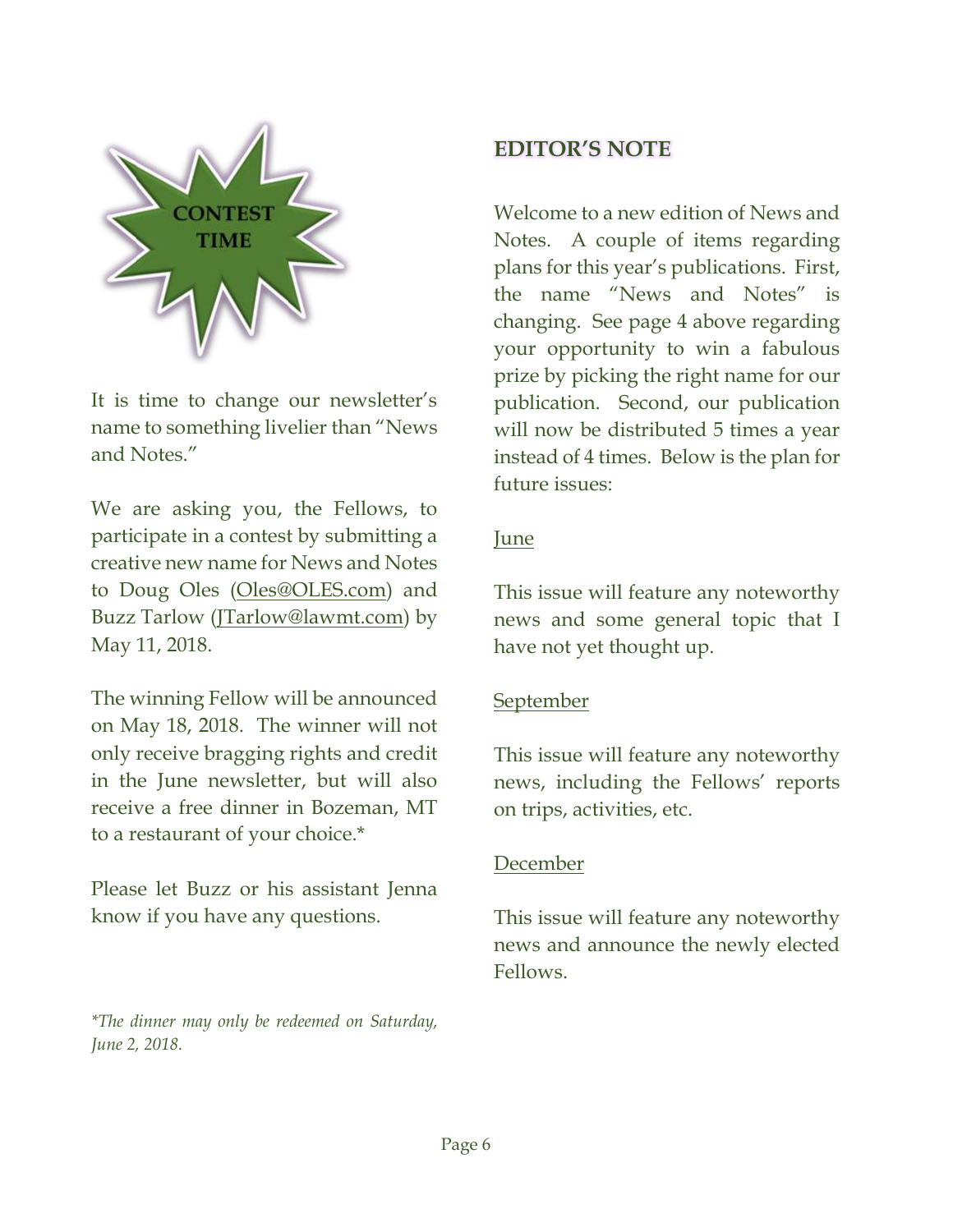**CONTEST TIME**

It is time to change our newsletter's name to something livelier than "News and Notes."

We are asking you, the Fellows, to participate in a contest by submitting a creative new name for News and Notes to Doug Oles (Oles@OLES.com) and Buzz Tarlow (JTarlow@lawmt.com) by May 11, 2018.

The winning Fellow will be announced on May 18, 2018. The winner will not only receive bragging rights and credit in the June newsletter, but will also receive a free dinner in Bozeman, MT to a restaurant of your choice.*

Please let Buzz or his assistant Jenna know if you have any questions.

*\*The dinner may only be redeemed on Saturday, June 2, 2018.*

## EDITOR'S NOTE

Welcome to a new edition of News and Notes. A couple of items regarding plans for this year's publications. First, the name "News and Notes" is changing. See page 4 above regarding your opportunity to win a fabulous prize by picking the right name for our publication. Second, our publication will now be distributed 5 times a year instead of 4 times. Below is the plan for future issues:

<u>June</u>

This issue will feature any noteworthy news and some general topic that I have not yet thought up.

<u>September</u>

This issue will feature any noteworthy news, including the Fellows' reports on trips, activities, etc.

<u>December</u>

This issue will feature any noteworthy news and announce the newly elected Fellows.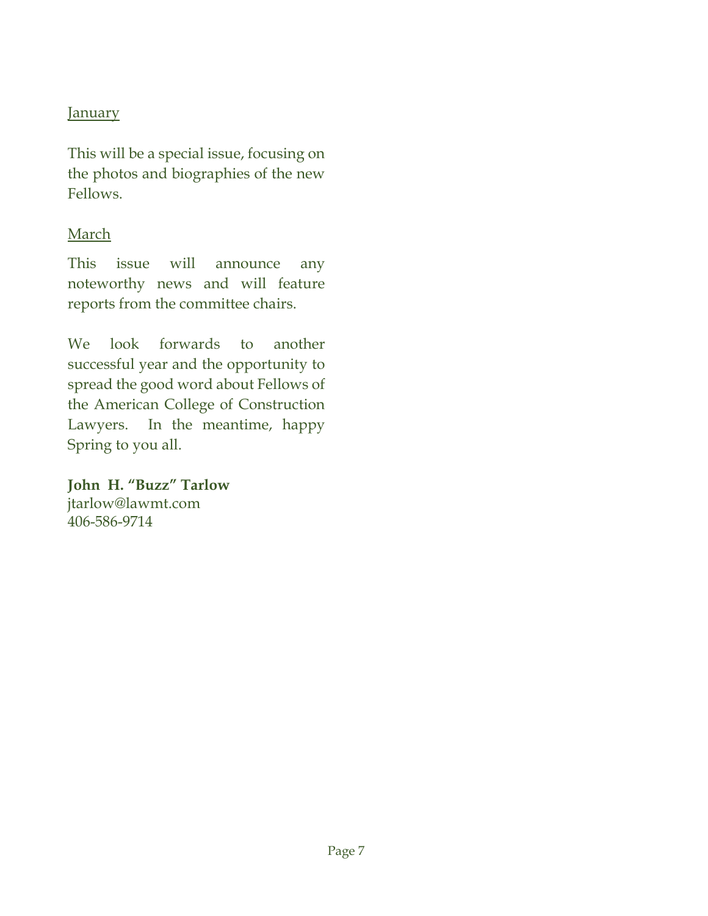<u>January</u>

This will be a special issue, focusing on the photos and biographies of the new Fellows.

<u>March</u>

This issue will announce any noteworthy news and will feature reports from the committee chairs.

We look forwards to another successful year and the opportunity to spread the good word about Fellows of the American College of Construction Lawyers. In the meantime, happy Spring to you all.

**John H. "Buzz" Tarlow**
jtarlow@lawmt.com
406-586-9714